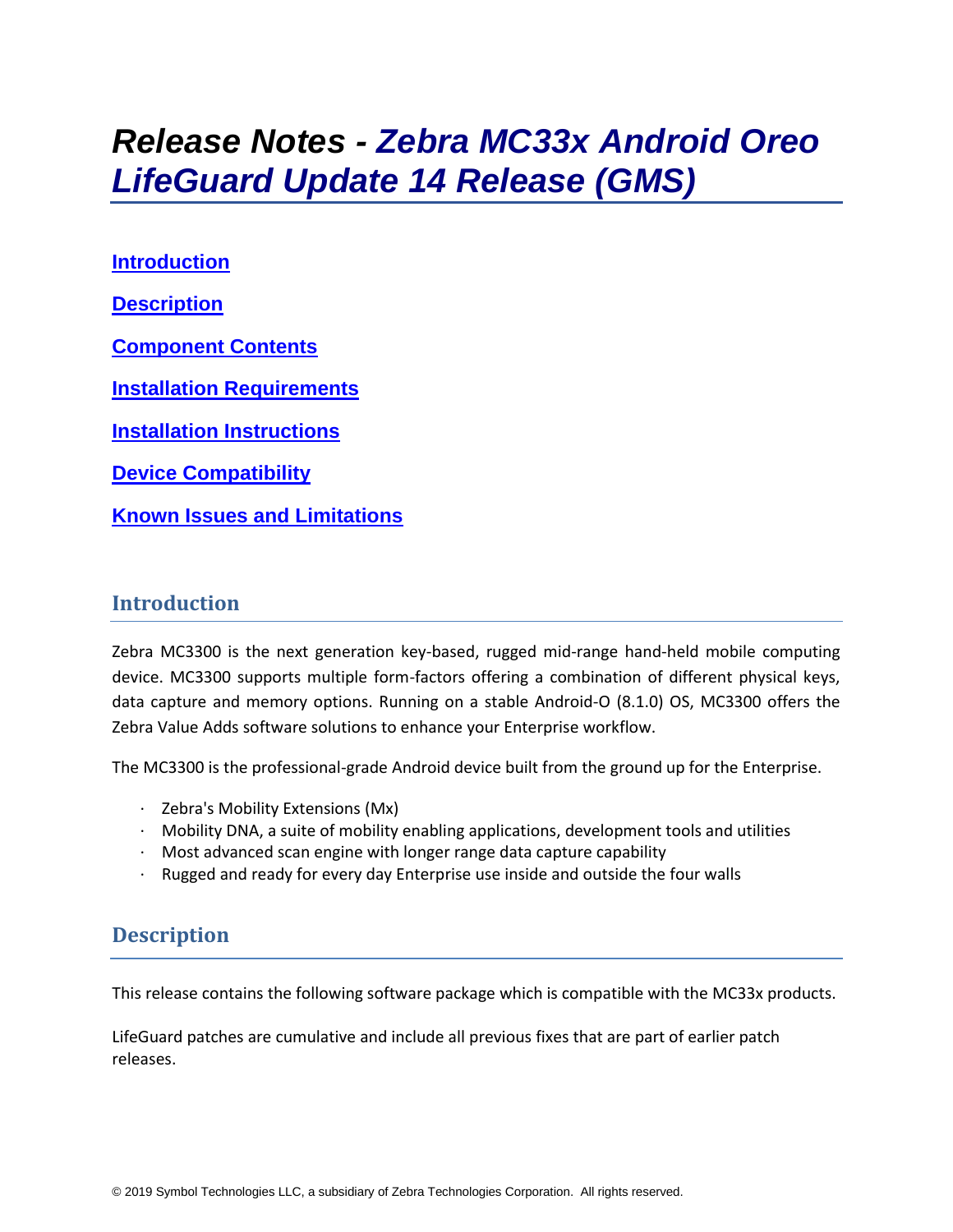# Release Notes - *Zebra MC33x Android Oreo LifeGuard Update 14 Release (GMS)*

**[Introduction](#introduction)**

**[Description](#description)**

**[Component Contents](#component-contents)**

**[Installation Requirements](#installation-requirements)**

**[Installation Instructions](#installation-instructions)**

**[Device Compatibility](#device-compatibility)**

**[Known Issues and Limitations](#known-issues-and-limitations)**

## Introduction

Zebra MC3300 is the next generation key-based, rugged mid-range hand-held mobile computing device. MC3300 supports multiple form-factors offering a combination of different physical keys, data capture and memory options. Running on a stable Android-O (8.1.0) OS, MC3300 offers the Zebra Value Adds software solutions to enhance your Enterprise workflow.

The MC3300 is the professional-grade Android device built from the ground up for the Enterprise.

- Zebra's Mobility Extensions (Mx)
- Mobility DNA, a suite of mobility enabling applications, development tools and utilities
- Most advanced scan engine with longer range data capture capability
- Rugged and ready for every day Enterprise use inside and outside the four walls

## Description

This release contains the following software package which is compatible with the MC33x products.

LifeGuard patches are cumulative and include all previous fixes that are part of earlier patch releases.

© 2019 Symbol Technologies LLC, a subsidiary of Zebra Technologies Corporation. All rights reserved.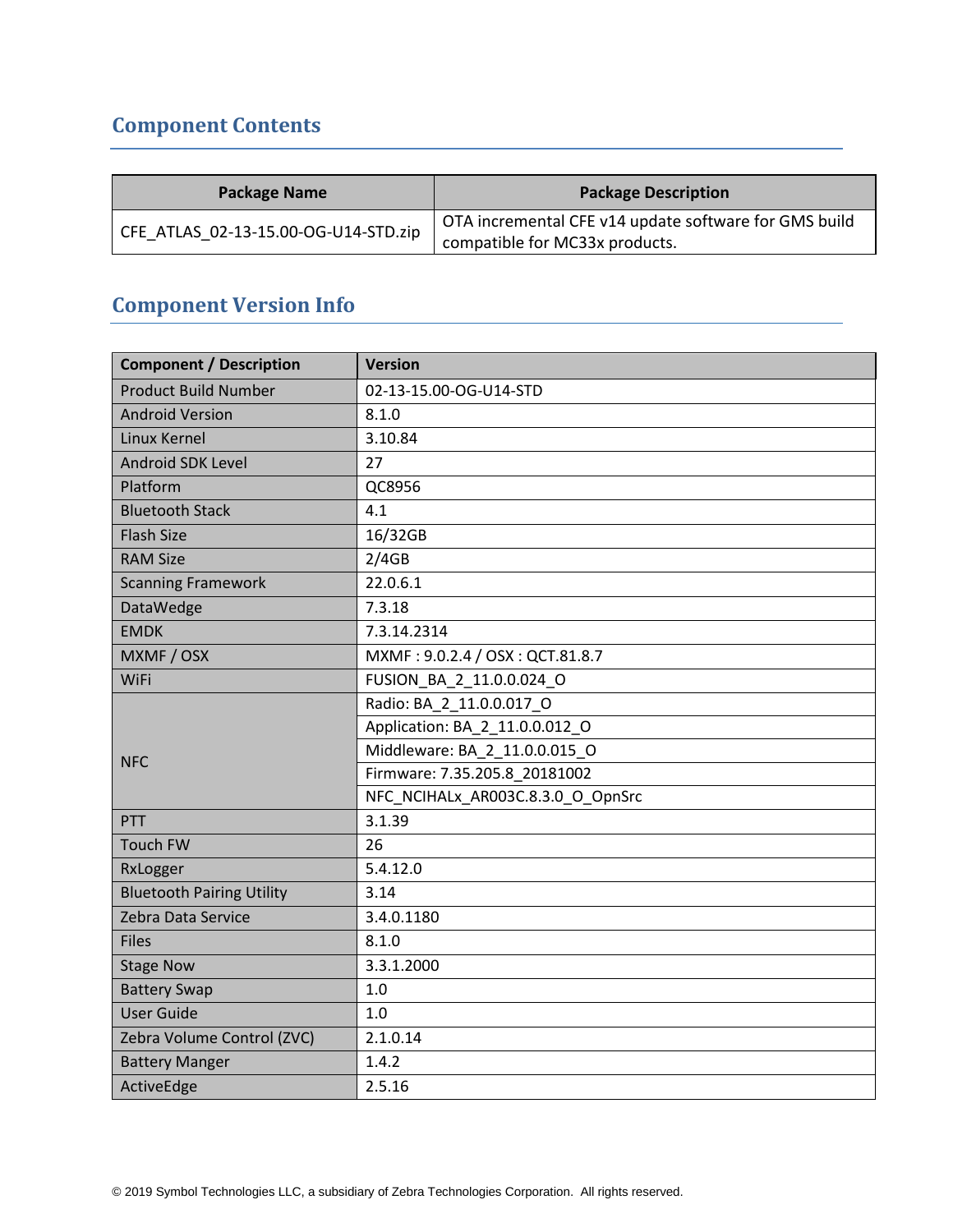## Component Contents

| Package Name | Package Description |
| --- | --- |
| CFE_ATLAS_02-13-15.00-OG-U14-STD.zip | OTA incremental CFE v14 update software for GMS build compatible for MC33x products. |

## Component Version Info

| Component / Description | Version |
| --- | --- |
| Product Build Number | 02-13-15.00-OG-U14-STD |
| Android Version | 8.1.0 |
| Linux Kernel | 3.10.84 |
| Android SDK Level | 27 |
| Platform | QC8956 |
| Bluetooth Stack | 4.1 |
| Flash Size | 16/32GB |
| RAM Size | 2/4GB |
| Scanning Framework | 22.0.6.1 |
| DataWedge | 7.3.18 |
| EMDK | 7.3.14.2314 |
| MXMF / OSX | MXMF : 9.0.2.4 / OSX : QCT.81.8.7 |
| WiFi | FUSION_BA_2_11.0.0.024_O |
| NFC | Radio: BA_2_11.0.0.017_O |
| | Application: BA_2_11.0.0.012_O |
| | Middleware: BA_2_11.0.0.015_O |
| | Firmware: 7.35.205.8_20181002 |
| | NFC_NCIHALx_AR003C.8.3.0_O_OpnSrc |
| PTT | 3.1.39 |
| Touch FW | 26 |
| RxLogger | 5.4.12.0 |
| Bluetooth Pairing Utility | 3.14 |
| Zebra Data Service | 3.4.0.1180 |
| Files | 8.1.0 |
| Stage Now | 3.3.1.2000 |
| Battery Swap | 1.0 |
| User Guide | 1.0 |
| Zebra Volume Control (ZVC) | 2.1.0.14 |
| Battery Manger | 1.4.2 |
| ActiveEdge | 2.5.16 |

© 2019 Symbol Technologies LLC, a subsidiary of Zebra Technologies Corporation. All rights reserved.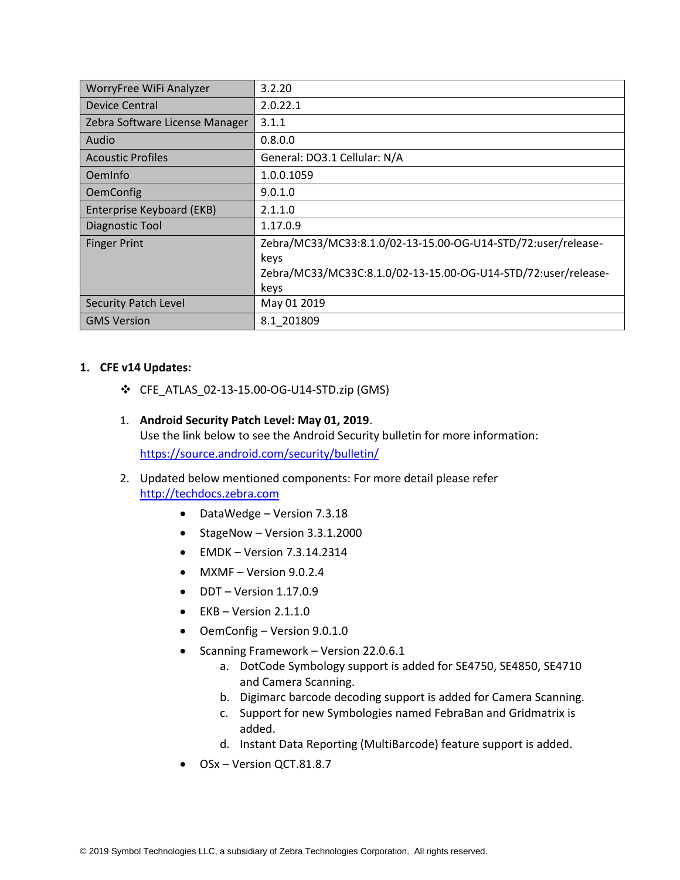| WorryFree WiFi Analyzer | 3.2.20 |
|---|---|
| Device Central | 2.0.22.1 |
| Zebra Software License Manager | 3.1.1 |
| Audio | 0.8.0.0 |
| Acoustic Profiles | General: DO3.1 Cellular: N/A |
| OemInfo | 1.0.0.1059 |
| OemConfig | 9.0.1.0 |
| Enterprise Keyboard (EKB) | 2.1.1.0 |
| Diagnostic Tool | 1.17.0.9 |
| Finger Print | Zebra/MC33/MC33:8.1.0/02-13-15.00-OG-U14-STD/72:user/release-keys<br>Zebra/MC33/MC33C:8.1.0/02-13-15.00-OG-U14-STD/72:user/release-keys |
| Security Patch Level | May 01 2019 |
| GMS Version | 8.1_201809 |

**1. CFE v14 Updates:**

- CFE_ATLAS_02-13-15.00-OG-U14-STD.zip (GMS)

1. **Android Security Patch Level: May 01, 2019**.
   Use the link below to see the Android Security bulletin for more information: https://source.android.com/security/bulletin/

2. Updated below mentioned components: For more detail please refer http://techdocs.zebra.com
   - DataWedge – Version 7.3.18
   - StageNow – Version 3.3.1.2000
   - EMDK – Version 7.3.14.2314
   - MXMF – Version 9.0.2.4
   - DDT – Version 1.17.0.9
   - EKB – Version 2.1.1.0
   - OemConfig – Version 9.0.1.0
   - Scanning Framework – Version 22.0.6.1
     a. DotCode Symbology support is added for SE4750, SE4850, SE4710 and Camera Scanning.
     b. Digimarc barcode decoding support is added for Camera Scanning.
     c. Support for new Symbologies named FebraBan and Gridmatrix is added.
     d. Instant Data Reporting (MultiBarcode) feature support is added.
   - OSx – Version QCT.81.8.7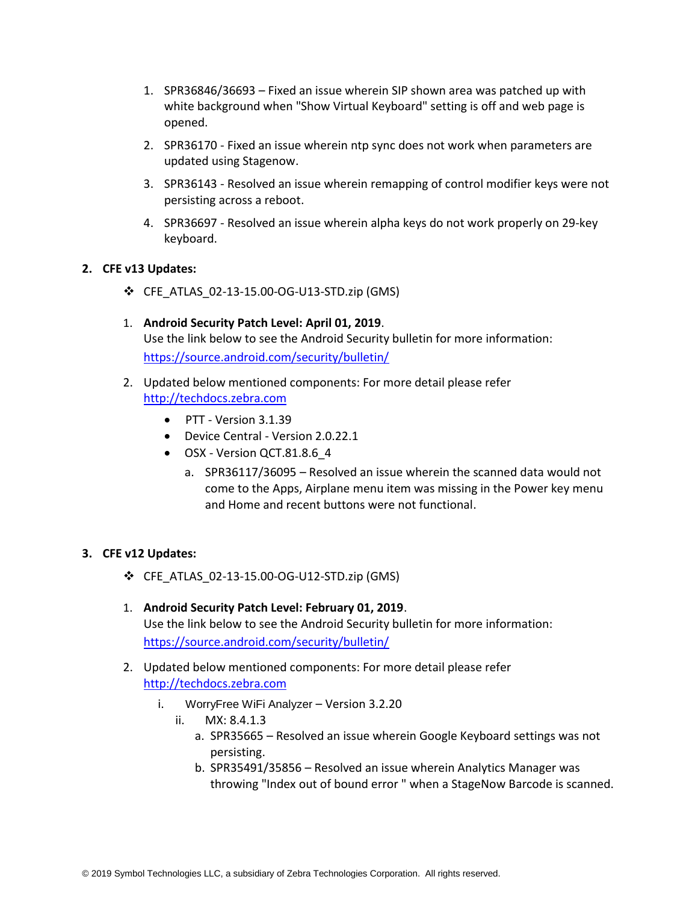1. SPR36846/36693 – Fixed an issue wherein SIP shown area was patched up with white background when "Show Virtual Keyboard" setting is off and web page is opened.
2. SPR36170 - Fixed an issue wherein ntp sync does not work when parameters are updated using Stagenow.
3. SPR36143 - Resolved an issue wherein remapping of control modifier keys were not persisting across a reboot.
4. SPR36697 - Resolved an issue wherein alpha keys do not work properly on 29-key keyboard.

**2. CFE v13 Updates:**

❖ CFE_ATLAS_02-13-15.00-OG-U13-STD.zip (GMS)

1. **Android Security Patch Level: April 01, 2019**.
   Use the link below to see the Android Security bulletin for more information: https://source.android.com/security/bulletin/
2. Updated below mentioned components: For more detail please refer http://techdocs.zebra.com
   - PTT - Version 3.1.39
   - Device Central - Version 2.0.22.1
   - OSX - Version QCT.81.8.6_4
     a. SPR36117/36095 – Resolved an issue wherein the scanned data would not come to the Apps, Airplane menu item was missing in the Power key menu and Home and recent buttons were not functional.

**3. CFE v12 Updates:**

❖ CFE_ATLAS_02-13-15.00-OG-U12-STD.zip (GMS)

1. **Android Security Patch Level: February 01, 2019**.
   Use the link below to see the Android Security bulletin for more information: https://source.android.com/security/bulletin/
2. Updated below mentioned components: For more detail please refer http://techdocs.zebra.com
   i. WorryFree WiFi Analyzer – Version 3.2.20
   ii. MX: 8.4.1.3
      a. SPR35665 – Resolved an issue wherein Google Keyboard settings was not persisting.
      b. SPR35491/35856 – Resolved an issue wherein Analytics Manager was throwing "Index out of bound error " when a StageNow Barcode is scanned.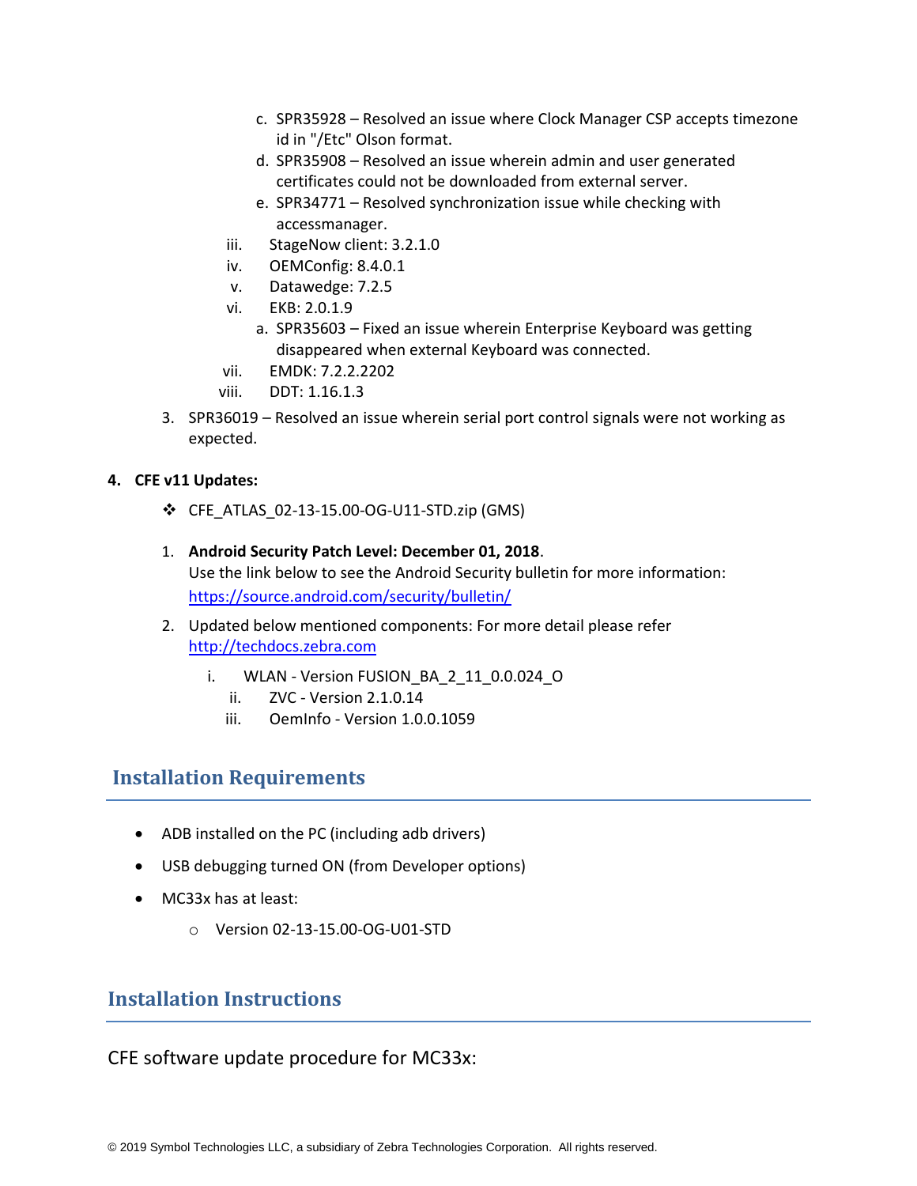c. SPR35928 – Resolved an issue where Clock Manager CSP accepts timezone id in "/Etc" Olson format.
    d. SPR35908 – Resolved an issue wherein admin and user generated certificates could not be downloaded from external server.
    e. SPR34771 – Resolved synchronization issue while checking with accessmanager.

  iii. StageNow client: 3.2.1.0
  iv. OEMConfig: 8.4.0.1
  v. Datawedge: 7.2.5
  vi. EKB: 2.0.1.9
    a. SPR35603 – Fixed an issue wherein Enterprise Keyboard was getting disappeared when external Keyboard was connected.

  vii. EMDK: 7.2.2.2202
  viii. DDT: 1.16.1.3

3. SPR36019 – Resolved an issue wherein serial port control signals were not working as expected.

**4. CFE v11 Updates:**

❖ CFE_ATLAS_02-13-15.00-OG-U11-STD.zip (GMS)

1. **Android Security Patch Level: December 01, 2018**.
   Use the link below to see the Android Security bulletin for more information: https://source.android.com/security/bulletin/
2. Updated below mentioned components: For more detail please refer http://techdocs.zebra.com
   i. WLAN - Version FUSION_BA_2_11_0.0.024_O
   ii. ZVC - Version 2.1.0.14
   iii. OemInfo - Version 1.0.0.1059

## Installation Requirements

- ADB installed on the PC (including adb drivers)
- USB debugging turned ON (from Developer options)
- MC33x has at least:
  - Version 02-13-15.00-OG-U01-STD

## Installation Instructions

CFE software update procedure for MC33x: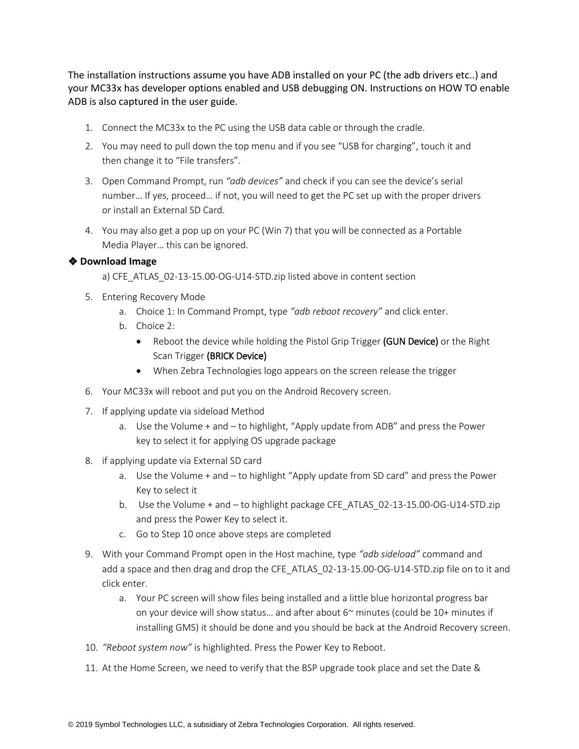The installation instructions assume you have ADB installed on your PC (the adb drivers etc..) and your MC33x has developer options enabled and USB debugging ON. Instructions on HOW TO enable ADB is also captured in the user guide.

1. Connect the MC33x to the PC using the USB data cable or through the cradle.
2. You may need to pull down the top menu and if you see "USB for charging", touch it and then change it to "File transfers".
3. Open Command Prompt, run *"adb devices"* and check if you can see the device's serial number… If yes, proceed… if not, you will need to get the PC set up with the proper drivers or install an External SD Card.
4. You may also get a pop up on your PC (Win 7) that you will be connected as a Portable Media Player… this can be ignored.

❖ **Download Image**

a) CFE_ATLAS_02-13-15.00-OG-U14-STD.zip listed above in content section

5. Entering Recovery Mode
   a. Choice 1: In Command Prompt, type *"adb reboot recovery"* and click enter.
   b. Choice 2:
      - Reboot the device while holding the Pistol Grip Trigger (GUN Device) or the Right Scan Trigger (BRICK Device)
      - When Zebra Technologies logo appears on the screen release the trigger
6. Your MC33x will reboot and put you on the Android Recovery screen.
7. If applying update via sideload Method
   a. Use the Volume + and – to highlight, "Apply update from ADB" and press the Power key to select it for applying OS upgrade package
8. if applying update via External SD card
   a. Use the Volume + and – to highlight "Apply update from SD card" and press the Power Key to select it
   b. Use the Volume + and – to highlight package CFE_ATLAS_02-13-15.00-OG-U14-STD.zip and press the Power Key to select it.
   c. Go to Step 10 once above steps are completed
9. With your Command Prompt open in the Host machine, type *"adb sideload"* command and add a space and then drag and drop the CFE_ATLAS_02-13-15.00-OG-U14-STD.zip file on to it and click enter.
   a. Your PC screen will show files being installed and a little blue horizontal progress bar on your device will show status… and after about 6~ minutes (could be 10+ minutes if installing GMS) it should be done and you should be back at the Android Recovery screen.
10. *"Reboot system now"* is highlighted. Press the Power Key to Reboot.
11. At the Home Screen, we need to verify that the BSP upgrade took place and set the Date &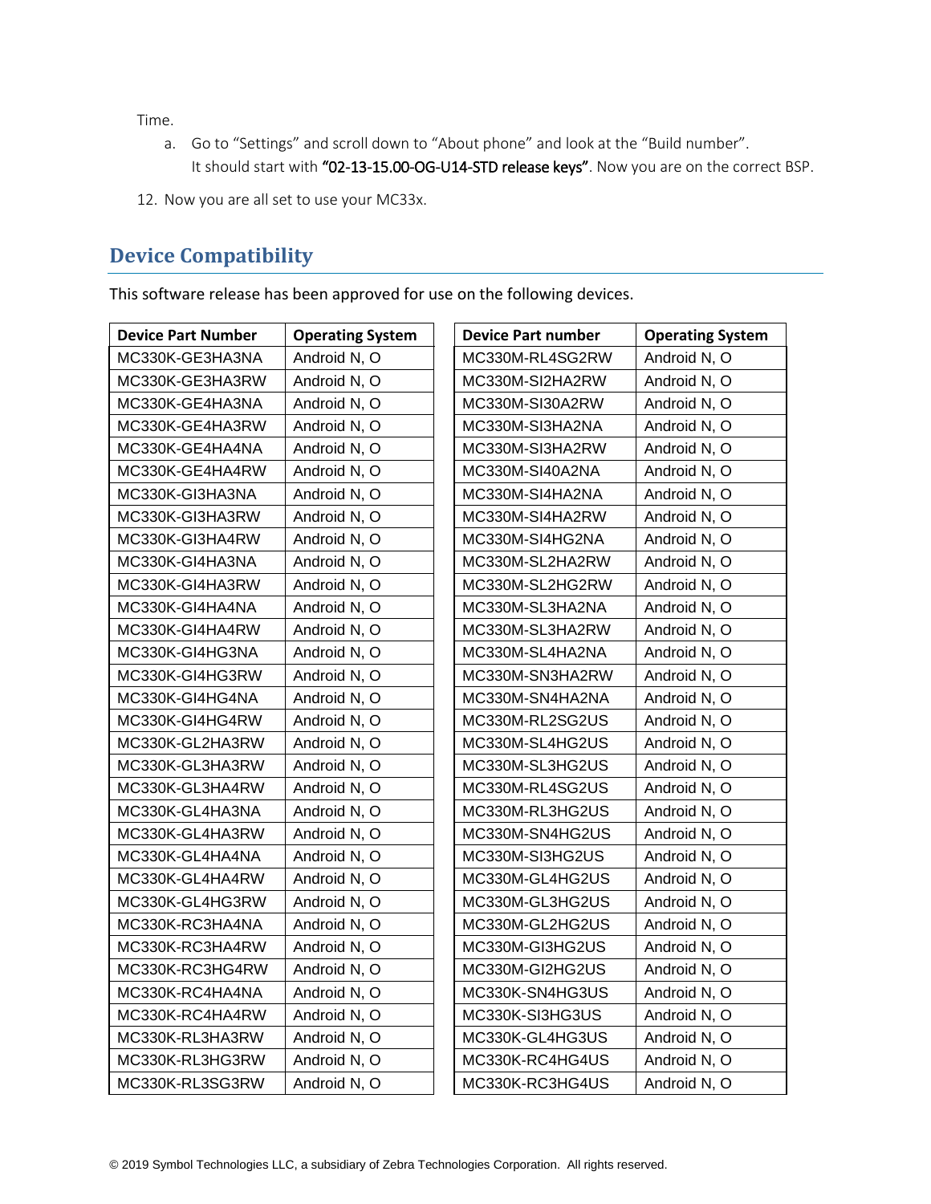Time.

a. Go to "Settings" and scroll down to "About phone" and look at the "Build number". It should start with **"02-13-15.00-OG-U14-STD release keys"**. Now you are on the correct BSP.

12. Now you are all set to use your MC33x.

## Device Compatibility

This software release has been approved for use on the following devices.

| Device Part Number | Operating System |
|---|---|
| MC330K-GE3HA3NA | Android N, O |
| MC330K-GE3HA3RW | Android N, O |
| MC330K-GE4HA3NA | Android N, O |
| MC330K-GE4HA3RW | Android N, O |
| MC330K-GE4HA4NA | Android N, O |
| MC330K-GE4HA4RW | Android N, O |
| MC330K-GI3HA3NA | Android N, O |
| MC330K-GI3HA3RW | Android N, O |
| MC330K-GI3HA4RW | Android N, O |
| MC330K-GI4HA3NA | Android N, O |
| MC330K-GI4HA3RW | Android N, O |
| MC330K-GI4HA4NA | Android N, O |
| MC330K-GI4HA4RW | Android N, O |
| MC330K-GI4HG3NA | Android N, O |
| MC330K-GI4HG3RW | Android N, O |
| MC330K-GI4HG4NA | Android N, O |
| MC330K-GI4HG4RW | Android N, O |
| MC330K-GL2HA3RW | Android N, O |
| MC330K-GL3HA3RW | Android N, O |
| MC330K-GL3HA4RW | Android N, O |
| MC330K-GL4HA3NA | Android N, O |
| MC330K-GL4HA3RW | Android N, O |
| MC330K-GL4HA4NA | Android N, O |
| MC330K-GL4HA4RW | Android N, O |
| MC330K-GL4HG3RW | Android N, O |
| MC330K-RC3HA4NA | Android N, O |
| MC330K-RC3HA4RW | Android N, O |
| MC330K-RC3HG4RW | Android N, O |
| MC330K-RC4HA4NA | Android N, O |
| MC330K-RC4HA4RW | Android N, O |
| MC330K-RL3HA3RW | Android N, O |
| MC330K-RL3HG3RW | Android N, O |
| MC330K-RL3SG3RW | Android N, O |

| Device Part number | Operating System |
|---|---|
| MC330M-RL4SG2RW | Android N, O |
| MC330M-SI2HA2RW | Android N, O |
| MC330M-SI30A2RW | Android N, O |
| MC330M-SI3HA2NA | Android N, O |
| MC330M-SI3HA2RW | Android N, O |
| MC330M-SI40A2NA | Android N, O |
| MC330M-SI4HA2NA | Android N, O |
| MC330M-SI4HA2RW | Android N, O |
| MC330M-SI4HG2NA | Android N, O |
| MC330M-SL2HA2RW | Android N, O |
| MC330M-SL2HG2RW | Android N, O |
| MC330M-SL3HA2NA | Android N, O |
| MC330M-SL3HA2RW | Android N, O |
| MC330M-SL4HA2NA | Android N, O |
| MC330M-SN3HA2RW | Android N, O |
| MC330M-SN4HA2NA | Android N, O |
| MC330M-RL2SG2US | Android N, O |
| MC330M-SL4HG2US | Android N, O |
| MC330M-SL3HG2US | Android N, O |
| MC330M-RL4SG2US | Android N, O |
| MC330M-RL3HG2US | Android N, O |
| MC330M-SN4HG2US | Android N, O |
| MC330M-SI3HG2US | Android N, O |
| MC330M-GL4HG2US | Android N, O |
| MC330M-GL3HG2US | Android N, O |
| MC330M-GL2HG2US | Android N, O |
| MC330M-GI3HG2US | Android N, O |
| MC330M-GI2HG2US | Android N, O |
| MC330K-SN4HG3US | Android N, O |
| MC330K-SI3HG3US | Android N, O |
| MC330K-GL4HG3US | Android N, O |
| MC330K-RC4HG4US | Android N, O |
| MC330K-RC3HG4US | Android N, O |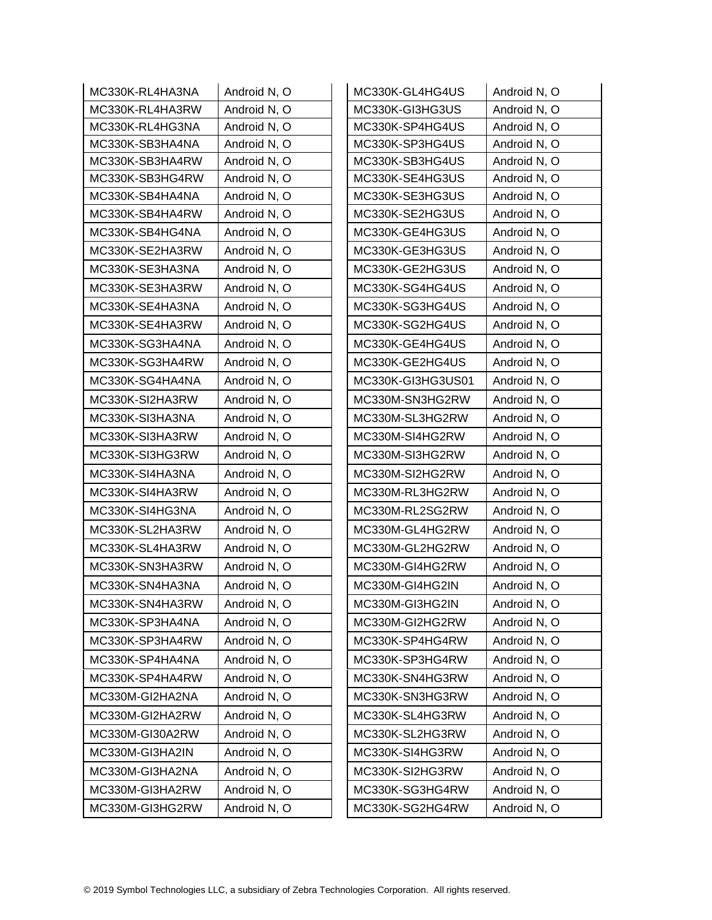| MC330K-RL4HA3NA | Android N, O |
| --- | --- |
| MC330K-RL4HA3RW | Android N, O |
| MC330K-RL4HG3NA | Android N, O |
| MC330K-SB3HA4NA | Android N, O |
| MC330K-SB3HA4RW | Android N, O |
| MC330K-SB3HG4RW | Android N, O |
| MC330K-SB4HA4NA | Android N, O |
| MC330K-SB4HA4RW | Android N, O |
| MC330K-SB4HG4NA | Android N, O |
| MC330K-SE2HA3RW | Android N, O |
| MC330K-SE3HA3NA | Android N, O |
| MC330K-SE3HA3RW | Android N, O |
| MC330K-SE4HA3NA | Android N, O |
| MC330K-SE4HA3RW | Android N, O |
| MC330K-SG3HA4NA | Android N, O |
| MC330K-SG3HA4RW | Android N, O |
| MC330K-SG4HA4NA | Android N, O |
| MC330K-SI2HA3RW | Android N, O |
| MC330K-SI3HA3NA | Android N, O |
| MC330K-SI3HA3RW | Android N, O |
| MC330K-SI3HG3RW | Android N, O |
| MC330K-SI4HA3NA | Android N, O |
| MC330K-SI4HA3RW | Android N, O |
| MC330K-SI4HG3NA | Android N, O |
| MC330K-SL2HA3RW | Android N, O |
| MC330K-SL4HA3RW | Android N, O |
| MC330K-SN3HA3RW | Android N, O |
| MC330K-SN4HA3NA | Android N, O |
| MC330K-SN4HA3RW | Android N, O |
| MC330K-SP3HA4NA | Android N, O |
| MC330K-SP3HA4RW | Android N, O |
| MC330K-SP4HA4NA | Android N, O |
| MC330K-SP4HA4RW | Android N, O |
| MC330M-GI2HA2NA | Android N, O |
| MC330M-GI2HA2RW | Android N, O |
| MC330M-GI30A2RW | Android N, O |
| MC330M-GI3HA2IN | Android N, O |
| MC330M-GI3HA2NA | Android N, O |
| MC330M-GI3HA2RW | Android N, O |
| MC330M-GI3HG2RW | Android N, O |

| MC330K-GL4HG4US | Android N, O |
| --- | --- |
| MC330K-GI3HG3US | Android N, O |
| MC330K-SP4HG4US | Android N, O |
| MC330K-SP3HG4US | Android N, O |
| MC330K-SB3HG4US | Android N, O |
| MC330K-SE4HG3US | Android N, O |
| MC330K-SE3HG3US | Android N, O |
| MC330K-SE2HG3US | Android N, O |
| MC330K-GE4HG3US | Android N, O |
| MC330K-GE3HG3US | Android N, O |
| MC330K-GE2HG3US | Android N, O |
| MC330K-SG4HG4US | Android N, O |
| MC330K-SG3HG4US | Android N, O |
| MC330K-SG2HG4US | Android N, O |
| MC330K-GE4HG4US | Android N, O |
| MC330K-GE2HG4US | Android N, O |
| MC330K-GI3HG3US01 | Android N, O |
| MC330M-SN3HG2RW | Android N, O |
| MC330M-SL3HG2RW | Android N, O |
| MC330M-SI4HG2RW | Android N, O |
| MC330M-SI3HG2RW | Android N, O |
| MC330M-SI2HG2RW | Android N, O |
| MC330M-RL3HG2RW | Android N, O |
| MC330M-RL2SG2RW | Android N, O |
| MC330M-GL4HG2RW | Android N, O |
| MC330M-GL2HG2RW | Android N, O |
| MC330M-GI4HG2RW | Android N, O |
| MC330M-GI4HG2IN | Android N, O |
| MC330M-GI3HG2IN | Android N, O |
| MC330M-GI2HG2RW | Android N, O |
| MC330K-SP4HG4RW | Android N, O |
| MC330K-SP3HG4RW | Android N, O |
| MC330K-SN4HG3RW | Android N, O |
| MC330K-SN3HG3RW | Android N, O |
| MC330K-SL4HG3RW | Android N, O |
| MC330K-SL2HG3RW | Android N, O |
| MC330K-SI4HG3RW | Android N, O |
| MC330K-SI2HG3RW | Android N, O |
| MC330K-SG3HG4RW | Android N, O |
| MC330K-SG2HG4RW | Android N, O |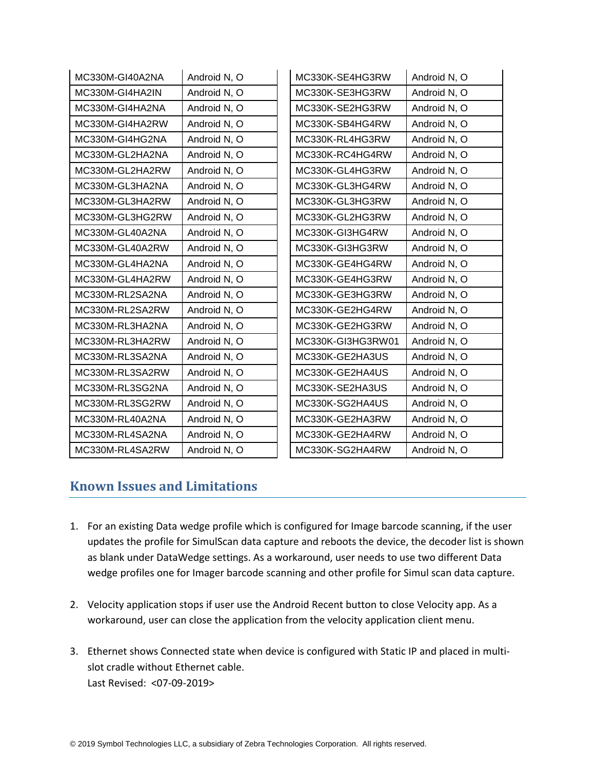| | |
|---|---|
| MC330M-GI40A2NA | Android N, O |
| MC330M-GI4HA2IN | Android N, O |
| MC330M-GI4HA2NA | Android N, O |
| MC330M-GI4HA2RW | Android N, O |
| MC330M-GI4HG2NA | Android N, O |
| MC330M-GL2HA2NA | Android N, O |
| MC330M-GL2HA2RW | Android N, O |
| MC330M-GL3HA2NA | Android N, O |
| MC330M-GL3HA2RW | Android N, O |
| MC330M-GL3HG2RW | Android N, O |
| MC330M-GL40A2NA | Android N, O |
| MC330M-GL40A2RW | Android N, O |
| MC330M-GL4HA2NA | Android N, O |
| MC330M-GL4HA2RW | Android N, O |
| MC330M-RL2SA2NA | Android N, O |
| MC330M-RL2SA2RW | Android N, O |
| MC330M-RL3HA2NA | Android N, O |
| MC330M-RL3HA2RW | Android N, O |
| MC330M-RL3SA2NA | Android N, O |
| MC330M-RL3SA2RW | Android N, O |
| MC330M-RL3SG2NA | Android N, O |
| MC330M-RL3SG2RW | Android N, O |
| MC330M-RL40A2NA | Android N, O |
| MC330M-RL4SA2NA | Android N, O |
| MC330M-RL4SA2RW | Android N, O |

| | |
|---|---|
| MC330K-SE4HG3RW | Android N, O |
| MC330K-SE3HG3RW | Android N, O |
| MC330K-SE2HG3RW | Android N, O |
| MC330K-SB4HG4RW | Android N, O |
| MC330K-RL4HG3RW | Android N, O |
| MC330K-RC4HG4RW | Android N, O |
| MC330K-GL4HG3RW | Android N, O |
| MC330K-GL3HG4RW | Android N, O |
| MC330K-GL3HG3RW | Android N, O |
| MC330K-GL2HG3RW | Android N, O |
| MC330K-GI3HG4RW | Android N, O |
| MC330K-GI3HG3RW | Android N, O |
| MC330K-GE4HG4RW | Android N, O |
| MC330K-GE4HG3RW | Android N, O |
| MC330K-GE3HG3RW | Android N, O |
| MC330K-GE2HG4RW | Android N, O |
| MC330K-GE2HG3RW | Android N, O |
| MC330K-GI3HG3RW01 | Android N, O |
| MC330K-GE2HA3US | Android N, O |
| MC330K-GE2HA4US | Android N, O |
| MC330K-SE2HA3US | Android N, O |
| MC330K-SG2HA4US | Android N, O |
| MC330K-GE2HA3RW | Android N, O |
| MC330K-GE2HA4RW | Android N, O |
| MC330K-SG2HA4RW | Android N, O |

## Known Issues and Limitations

1. For an existing Data wedge profile which is configured for Image barcode scanning, if the user updates the profile for SimulScan data capture and reboots the device, the decoder list is shown as blank under DataWedge settings. As a workaround, user needs to use two different Data wedge profiles one for Imager barcode scanning and other profile for Simul scan data capture.

2. Velocity application stops if user use the Android Recent button to close Velocity app. As a workaround, user can close the application from the velocity application client menu.

3. Ethernet shows Connected state when device is configured with Static IP and placed in multi-slot cradle without Ethernet cable.
Last Revised: <07-09-2019>

© 2019 Symbol Technologies LLC, a subsidiary of Zebra Technologies Corporation. All rights reserved.